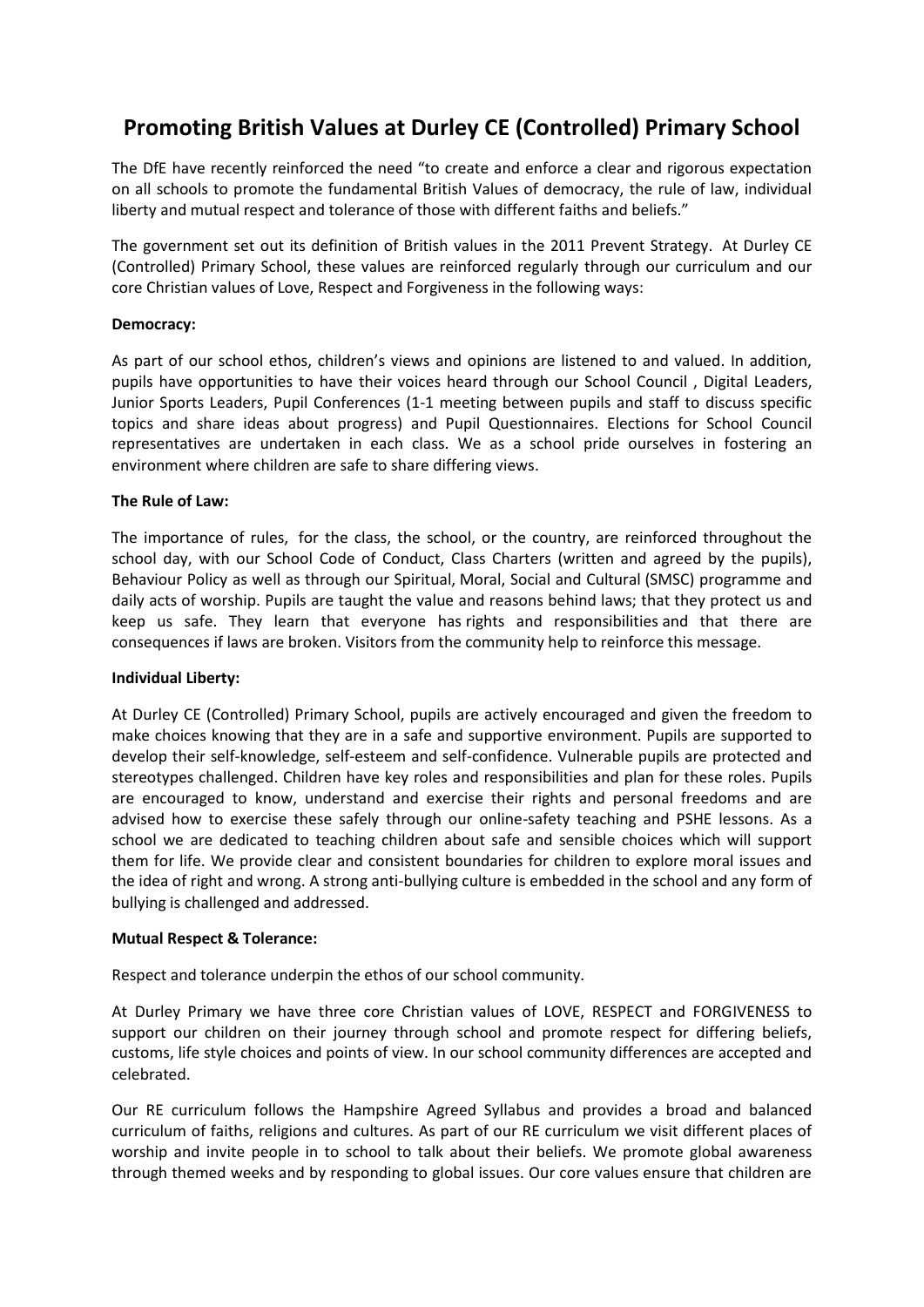# Promoting British Values at Durley CE (Controlled) Primary School

The DfE have recently reinforced the need "to create and enforce a clear and rigorous expectation on all schools to promote the fundamental British Values of democracy, the rule of law, individual liberty and mutual respect and tolerance of those with different faiths and beliefs."

The government set out its definition of British values in the 2011 Prevent Strategy. At Durley CE (Controlled) Primary School, these values are reinforced regularly through our curriculum and our core Christian values of Love, Respect and Forgiveness in the following ways:

**Democracy:**

As part of our school ethos, children's views and opinions are listened to and valued. In addition, pupils have opportunities to have their voices heard through our School Council , Digital Leaders, Junior Sports Leaders, Pupil Conferences (1-1 meeting between pupils and staff to discuss specific topics and share ideas about progress) and Pupil Questionnaires. Elections for School Council representatives are undertaken in each class. We as a school pride ourselves in fostering an environment where children are safe to share differing views.

**The Rule of Law:**

The importance of rules, for the class, the school, or the country, are reinforced throughout the school day, with our School Code of Conduct, Class Charters (written and agreed by the pupils), Behaviour Policy as well as through our Spiritual, Moral, Social and Cultural (SMSC) programme and daily acts of worship. Pupils are taught the value and reasons behind laws; that they protect us and keep us safe. They learn that everyone has rights and responsibilities and that there are consequences if laws are broken. Visitors from the community help to reinforce this message.

**Individual Liberty:**

At Durley CE (Controlled) Primary School, pupils are actively encouraged and given the freedom to make choices knowing that they are in a safe and supportive environment. Pupils are supported to develop their self-knowledge, self-esteem and self-confidence. Vulnerable pupils are protected and stereotypes challenged. Children have key roles and responsibilities and plan for these roles. Pupils are encouraged to know, understand and exercise their rights and personal freedoms and are advised how to exercise these safely through our online-safety teaching and PSHE lessons. As a school we are dedicated to teaching children about safe and sensible choices which will support them for life. We provide clear and consistent boundaries for children to explore moral issues and the idea of right and wrong. A strong anti-bullying culture is embedded in the school and any form of bullying is challenged and addressed.

**Mutual Respect & Tolerance:**

Respect and tolerance underpin the ethos of our school community.

At Durley Primary we have three core Christian values of LOVE, RESPECT and FORGIVENESS to support our children on their journey through school and promote respect for differing beliefs, customs, life style choices and points of view. In our school community differences are accepted and celebrated.

Our RE curriculum follows the Hampshire Agreed Syllabus and provides a broad and balanced curriculum of faiths, religions and cultures. As part of our RE curriculum we visit different places of worship and invite people in to school to talk about their beliefs. We promote global awareness through themed weeks and by responding to global issues. Our core values ensure that children are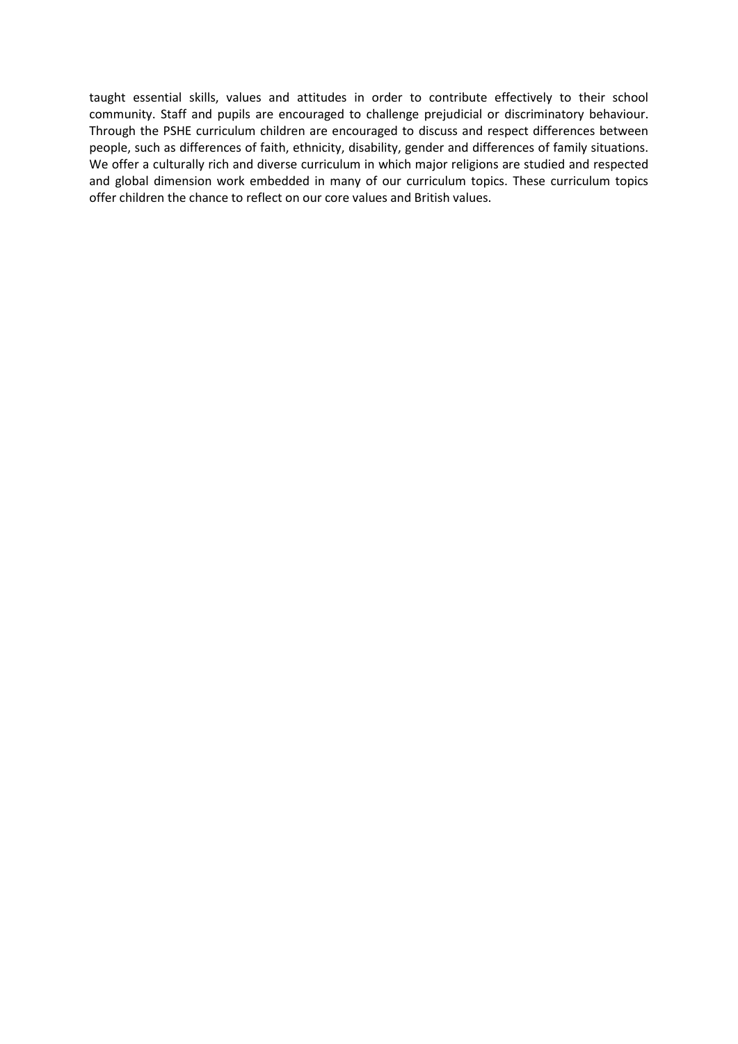taught essential skills, values and attitudes in order to contribute effectively to their school community. Staff and pupils are encouraged to challenge prejudicial or discriminatory behaviour. Through the PSHE curriculum children are encouraged to discuss and respect differences between people, such as differences of faith, ethnicity, disability, gender and differences of family situations. We offer a culturally rich and diverse curriculum in which major religions are studied and respected and global dimension work embedded in many of our curriculum topics. These curriculum topics offer children the chance to reflect on our core values and British values.